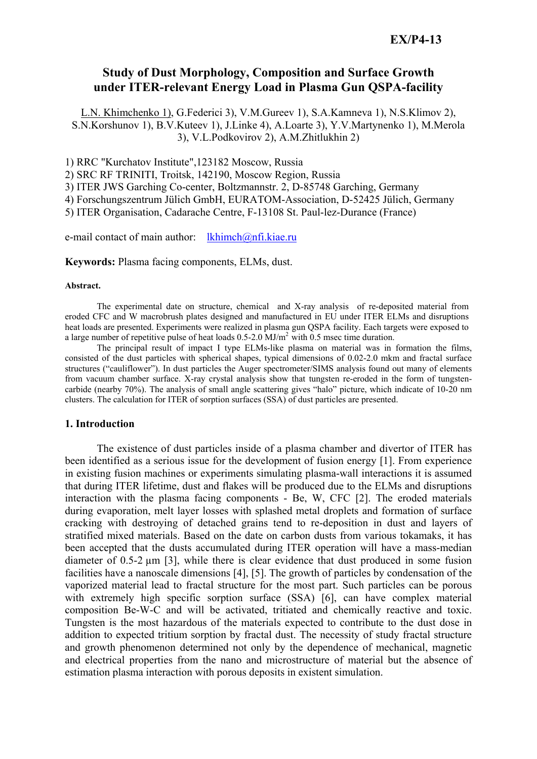EX/P4-13

# Study of Dust Morphology, Composition and Surface Growth under ITER-relevant Energy Load in Plasma Gun QSPA-facility

L.N. Khimchenko 1), G.Federici 3), V.M.Gureev 1), S.A.Kamneva 1), N.S.Klimov 2), S.N.Korshunov 1), B.V.Kuteev 1), J.Linke 4), A.Loarte 3), Y.V.Martynenko 1), M.Merola 3), V.L.Podkovirov 2), A.M.Zhitlukhin 2)

1) RRC "Kurchatov Institute",123182 Moscow, Russia
2) SRC RF TRINITI, Troitsk, 142190, Moscow Region, Russia
3) ITER JWS Garching Co-center, Boltzmannstr. 2, D-85748 Garching, Germany
4) Forschungszentrum Jülich GmbH, EURATOM-Association, D-52425 Jülich, Germany
5) ITER Organisation, Cadarache Centre, F-13108 St. Paul-lez-Durance (France)

e-mail contact of main author: lkhimch@nfi.kiae.ru

**Keywords:** Plasma facing components, ELMs, dust.

**Abstract.**

The experimental date on structure, chemical and X-ray analysis of re-deposited material from eroded CFC and W macrobrush plates designed and manufactured in EU under ITER ELMs and disruptions heat loads are presented. Experiments were realized in plasma gun QSPA facility. Each targets were exposed to a large number of repetitive pulse of heat loads 0.5-2.0 $MJ/m^2$ with 0.5 msec time duration.

The principal result of impact I type ELMs-like plasma on material was in formation the films, consisted of the dust particles with spherical shapes, typical dimensions of 0.02-2.0 mkm and fractal surface structures ("cauliflower"). In dust particles the Auger spectrometer/SIMS analysis found out many of elements from vacuum chamber surface. X-ray crystal analysis show that tungsten re-eroded in the form of tungsten-carbide (nearby 70%). The analysis of small angle scattering gives "halo" picture, which indicate of 10-20 nm clusters. The calculation for ITER of sorption surfaces (SSA) of dust particles are presented.

## 1. Introduction

The existence of dust particles inside of a plasma chamber and divertor of ITER has been identified as a serious issue for the development of fusion energy [1]. From experience in existing fusion machines or experiments simulating plasma-wall interactions it is assumed that during ITER lifetime, dust and flakes will be produced due to the ELMs and disruptions interaction with the plasma facing components - Be, W, CFC [2]. The eroded materials during evaporation, melt layer losses with splashed metal droplets and formation of surface cracking with destroying of detached grains tend to re-deposition in dust and layers of stratified mixed materials. Based on the date on carbon dusts from various tokamaks, it has been accepted that the dusts accumulated during ITER operation will have a mass-median diameter of 0.5-2 µm [3], while there is clear evidence that dust produced in some fusion facilities have a nanoscale dimensions [4], [5]. The growth of particles by condensation of the vaporized material lead to fractal structure for the most part. Such particles can be porous with extremely high specific sorption surface (SSA) [6], can have complex material composition Be-W-C and will be activated, tritiated and chemically reactive and toxic. Tungsten is the most hazardous of the materials expected to contribute to the dust dose in addition to expected tritium sorption by fractal dust. The necessity of study fractal structure and growth phenomenon determined not only by the dependence of mechanical, magnetic and electrical properties from the nano and microstructure of material but the absence of estimation plasma interaction with porous deposits in existent simulation.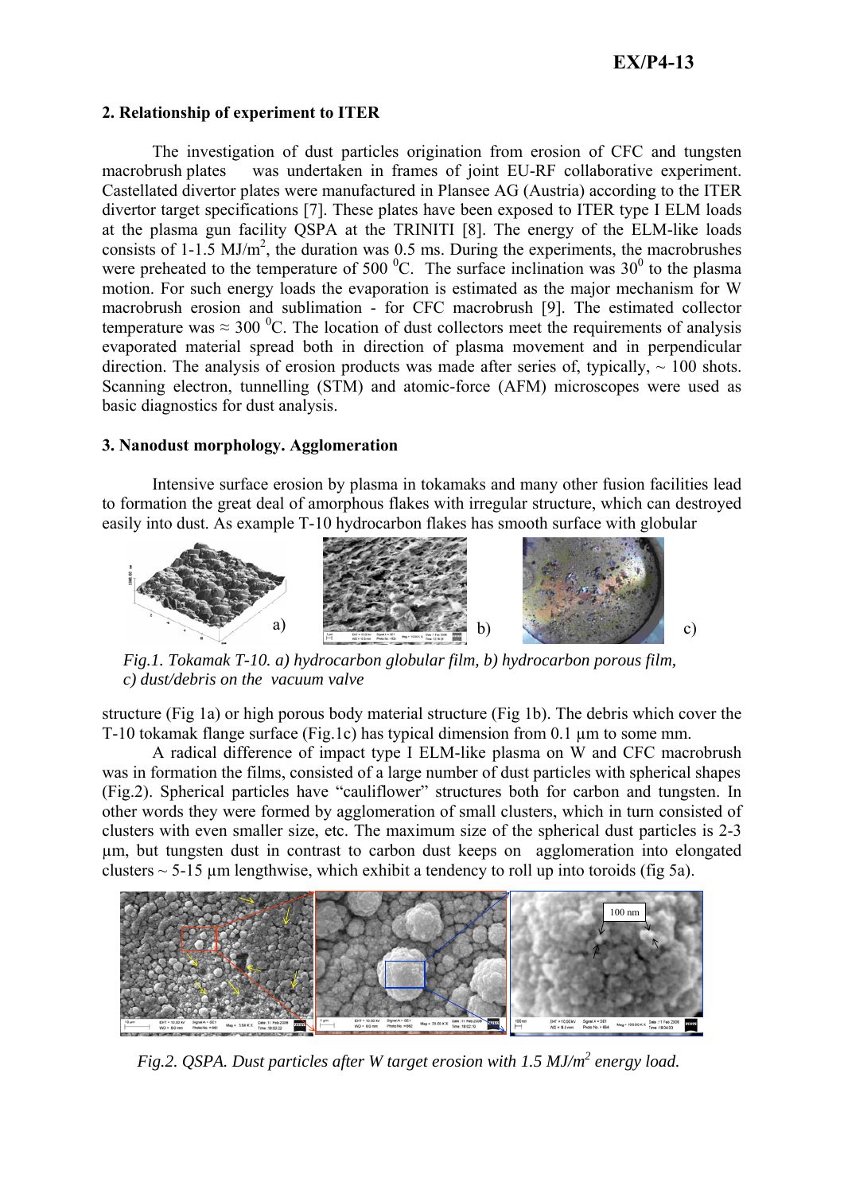## 2. Relationship of experiment to ITER

The investigation of dust particles origination from erosion of CFC and tungsten macrobrush plates was undertaken in frames of joint EU-RF collaborative experiment. Castellated divertor plates were manufactured in Plansee AG (Austria) according to the ITER divertor target specifications [7]. These plates have been exposed to ITER type I ELM loads at the plasma gun facility QSPA at the TRINITI [8]. The energy of the ELM-like loads consists of 1-1.5 $MJ/m^2$, the duration was 0.5 ms. During the experiments, the macrobrushes were preheated to the temperature of 500 $^0$C. The surface inclination was $30^0$ to the plasma motion. For such energy loads the evaporation is estimated as the major mechanism for W macrobrush erosion and sublimation - for CFC macrobrush [9]. The estimated collector temperature was $\approx 300$ $^0$C. The location of dust collectors meet the requirements of analysis evaporated material spread both in direction of plasma movement and in perpendicular direction. The analysis of erosion products was made after series of, typically, ~ 100 shots. Scanning electron, tunnelling (STM) and atomic-force (AFM) microscopes were used as basic diagnostics for dust analysis.

## 3. Nanodust morphology. Agglomeration

Intensive surface erosion by plasma in tokamaks and many other fusion facilities lead to formation the great deal of amorphous flakes with irregular structure, which can destroyed easily into dust. As example T-10 hydrocarbon flakes has smooth surface with globular

*Fig.1. Tokamak T-10. a) hydrocarbon globular film, b) hydrocarbon porous film, c) dust/debris on the vacuum valve*

structure (Fig 1a) or high porous body material structure (Fig 1b). The debris which cover the T-10 tokamak flange surface (Fig.1c) has typical dimension from 0.1 μm to some mm.

A radical difference of impact type I ELM-like plasma on W and CFC macrobrush was in formation the films, consisted of a large number of dust particles with spherical shapes (Fig.2). Spherical particles have "cauliflower" structures both for carbon and tungsten. In other words they were formed by agglomeration of small clusters, which in turn consisted of clusters with even smaller size, etc. The maximum size of the spherical dust particles is 2-3 μm, but tungsten dust in contrast to carbon dust keeps on agglomeration into elongated clusters ~ 5-15 μm lengthwise, which exhibit a tendency to roll up into toroids (fig 5a).

*Fig.2. QSPA. Dust particles after W target erosion with 1.5 $MJ/m^2$ energy load.*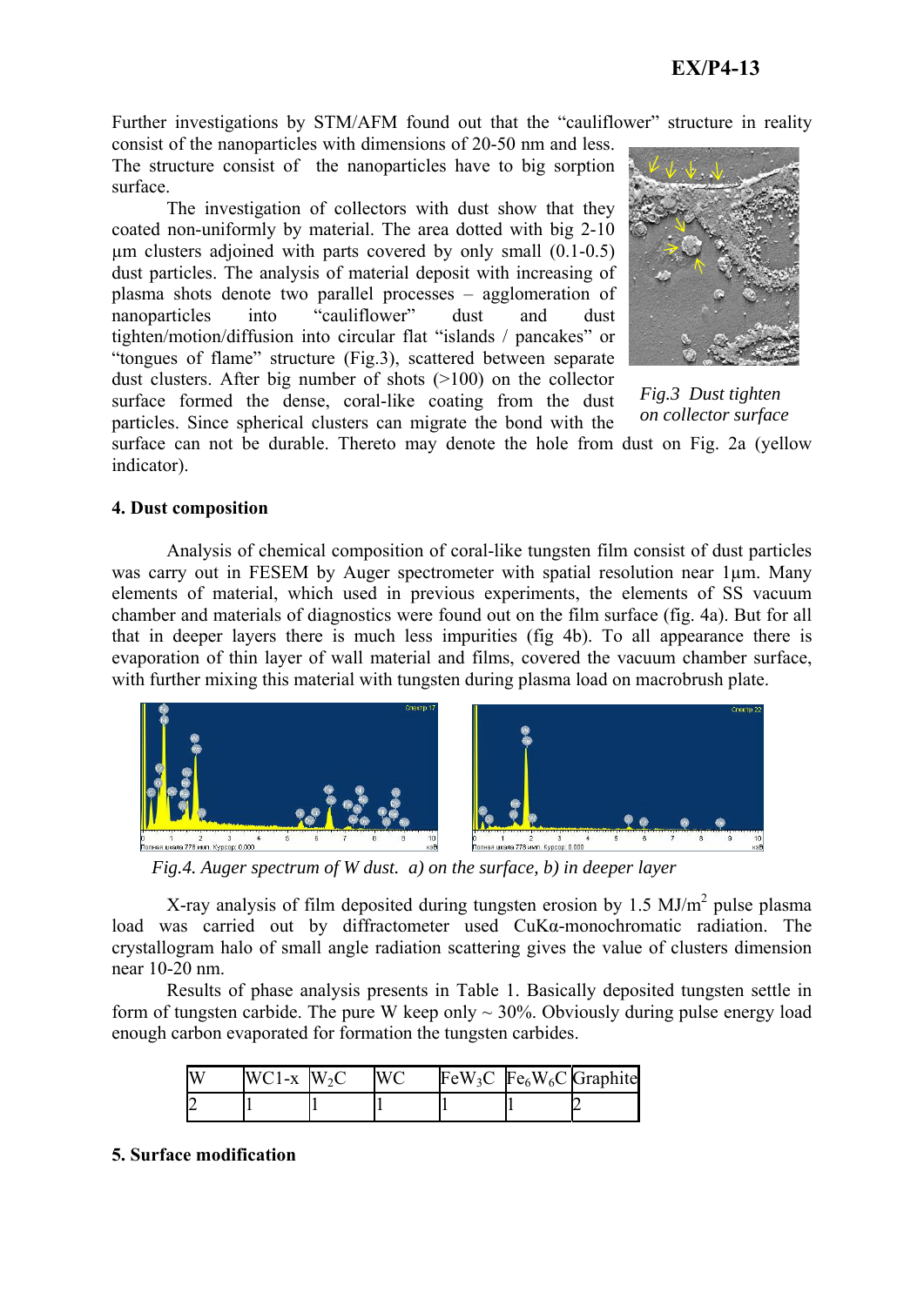Further investigations by STM/AFM found out that the "cauliflower" structure in reality consist of the nanoparticles with dimensions of 20-50 nm and less. The structure consist of the nanoparticles have to big sorption surface.

The investigation of collectors with dust show that they coated non-uniformly by material. The area dotted with big 2-10 μm clusters adjoined with parts covered by only small (0.1-0.5) dust particles. The analysis of material deposit with increasing of plasma shots denote two parallel processes – agglomeration of nanoparticles into "cauliflower" dust and dust tighten/motion/diffusion into circular flat "islands / pancakes" or "tongues of flame" structure (Fig.3), scattered between separate dust clusters. After big number of shots (>100) on the collector surface formed the dense, coral-like coating from the dust particles. Since spherical clusters can migrate the bond with the surface can not be durable. Thereto may denote the hole from dust on Fig. 2a (yellow indicator).

*Fig.3 Dust tighten on collector surface*

#### 4. Dust composition

Analysis of chemical composition of coral-like tungsten film consist of dust particles was carry out in FESEM by Auger spectrometer with spatial resolution near 1μm. Many elements of material, which used in previous experiments, the elements of SS vacuum chamber and materials of diagnostics were found out on the film surface (fig. 4a). But for all that in deeper layers there is much less impurities (fig 4b). To all appearance there is evaporation of thin layer of wall material and films, covered the vacuum chamber surface, with further mixing this material with tungsten during plasma load on macrobrush plate.

*Fig.4. Auger spectrum of W dust. a) on the surface, b) in deeper layer*

X-ray analysis of film deposited during tungsten erosion by 1.5 MJ/m$^2$ pulse plasma load was carried out by diffractometer used CuKα-monochromatic radiation. The crystallogram halo of small angle radiation scattering gives the value of clusters dimension near 10-20 nm.

Results of phase analysis presents in Table 1. Basically deposited tungsten settle in form of tungsten carbide. The pure W keep only ~ 30%. Obviously during pulse energy load enough carbon evaporated for formation the tungsten carbides.

| W | WC1-x | $W_2C$ | WC | $FeW_3C$ | $Fe_6W_6C$ | Graphite |
|---|---|---|---|---|---|---|
| 2 | 1 | 1 | 1 | 1 | 1 | 2 |

#### 5. Surface modification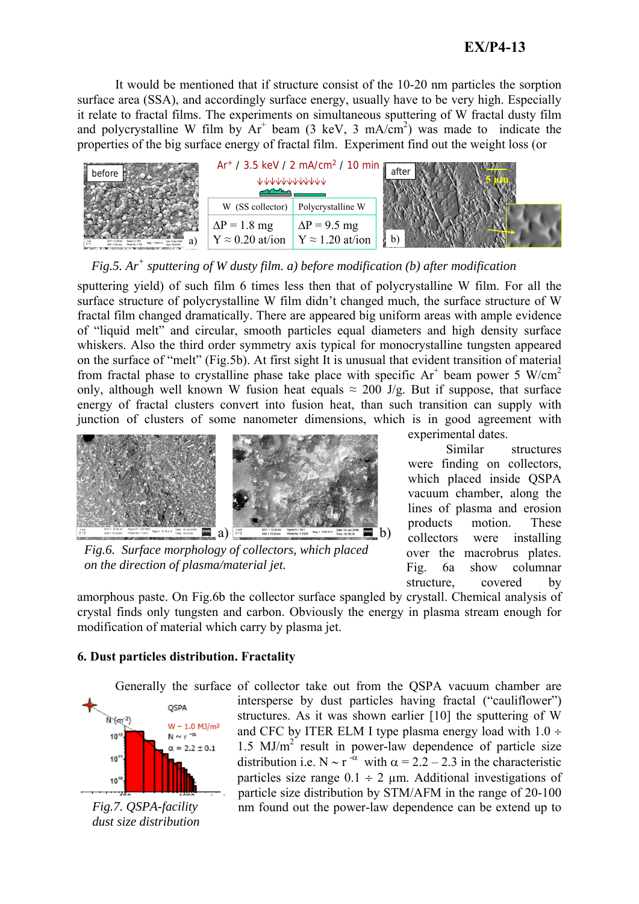It would be mentioned that if structure consist of the 10-20 nm particles the sorption surface area (SSA), and accordingly surface energy, usually have to be very high. Especially it relate to fractal films. The experiments on simultaneous sputtering of W fractal dusty film and polycrystalline W film by $Ar^+$ beam (3 keV, 3 mA/cm$^2$) was made to indicate the properties of the big surface energy of fractal film. Experiment find out the weight loss (or

$Ar^+$ / 3.5 keV / 2 mA/cm$^2$ / 10 min

| W (SS collector) | Polycrystalline W |
|---|---|
| $\Delta P$ = 1.8 mg | $\Delta P$ = 9.5 mg |
| Y ≈ 0.20 at/ion | Y ≈ 1.20 at/ion |

*Fig.5. $Ar^+$ sputtering of W dusty film. a) before modification (b) after modification*

sputtering yield) of such film 6 times less then that of polycrystalline W film. For all the surface structure of polycrystalline W film didn't changed much, the surface structure of W fractal film changed dramatically. There are appeared big uniform areas with ample evidence of "liquid melt" and circular, smooth particles equal diameters and high density surface whiskers. Also the third order symmetry axis typical for monocrystalline tungsten appeared on the surface of "melt" (Fig.5b). At first sight It is unusual that evident transition of material from fractal phase to crystalline phase take place with specific $Ar^+$ beam power 5 W/cm$^2$ only, although well known W fusion heat equals ≈ 200 J/g. But if suppose, that surface energy of fractal clusters convert into fusion heat, than such transition can supply with junction of clusters of some nanometer dimensions, which is in good agreement with experimental dates.

Similar structures were finding on collectors, which placed inside QSPA vacuum chamber, along the lines of plasma and erosion products motion. These collectors were installing over the macrobrus plates. Fig. 6a show columnar structure, covered by amorphous paste. On Fig.6b the collector surface spangled by crystall. Chemical analysis of crystal finds only tungsten and carbon. Obviously the energy in plasma stream enough for modification of material which carry by plasma jet.

*Fig.6. Surface morphology of collectors, which placed on the direction of plasma/material jet.*

## 6. Dust particles distribution. Fractality

Generally the surface of collector take out from the QSPA vacuum chamber are intersperse by dust particles having fractal ("cauliflower") structures. As it was shown earlier [10] the sputtering of W and CFC by ITER ELM I type plasma energy load with 1.0 ÷ 1.5 MJ/m$^2$ result in power-law dependence of particle size distribution i.e. $N \sim r^{-\alpha}$ with $\alpha$ = 2.2 – 2.3 in the characteristic particles size range 0.1 ÷ 2 μm. Additional investigations of particle size distribution by STM/AFM in the range of 20-100 nm found out the power-law dependence can be extend up to

*Fig.7. QSPA-facility dust size distribution*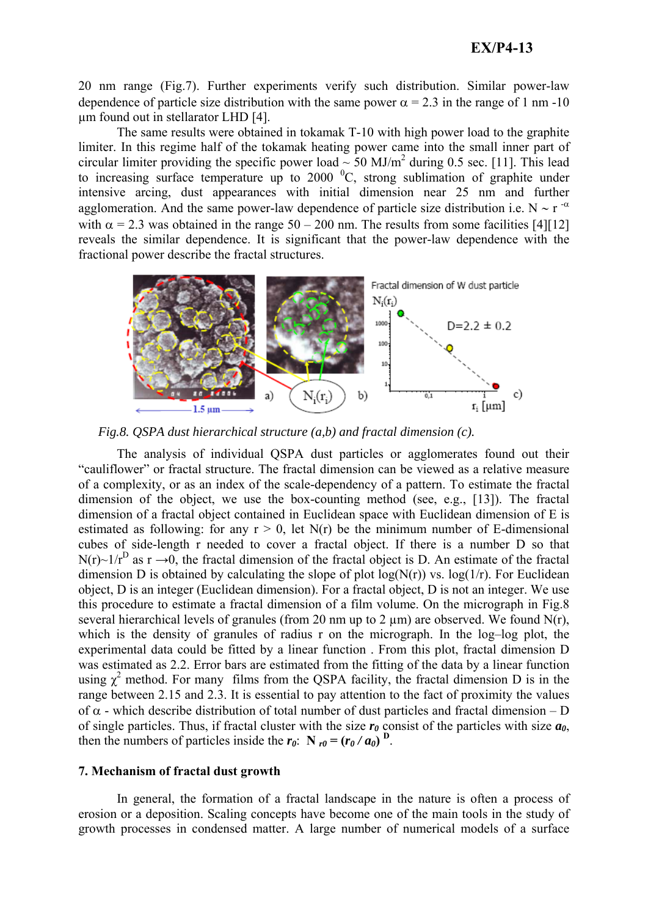20 nm range (Fig.7). Further experiments verify such distribution. Similar power-law dependence of particle size distribution with the same power $\alpha = 2.3$ in the range of 1 nm -10 µm found out in stellarator LHD [4].

The same results were obtained in tokamak T-10 with high power load to the graphite limiter. In this regime half of the tokamak heating power came into the small inner part of circular limiter providing the specific power load ~ 50 MJ/m$^2$ during 0.5 sec. [11]. This lead to increasing surface temperature up to 2000 $^0$C, strong sublimation of graphite under intensive arcing, dust appearances with initial dimension near 25 nm and further agglomeration. And the same power-law dependence of particle size distribution i.e. $N \sim r^{-\alpha}$ with $\alpha = 2.3$ was obtained in the range 50 – 200 nm. The results from some facilities [4][12] reveals the similar dependence. It is significant that the power-law dependence with the fractional power describe the fractal structures.

*Fig.8. QSPA dust hierarchical structure (a,b) and fractal dimension (c).*

The analysis of individual QSPA dust particles or agglomerates found out their "cauliflower" or fractal structure. The fractal dimension can be viewed as a relative measure of a complexity, or as an index of the scale-dependency of a pattern. To estimate the fractal dimension of the object, we use the box-counting method (see, e.g., [13]). The fractal dimension of a fractal object contained in Euclidean space with Euclidean dimension of E is estimated as following: for any $r > 0$, let N(r) be the minimum number of E-dimensional cubes of side-length r needed to cover a fractal object. If there is a number D so that $N(r) \sim 1/r^D$ as $r \to 0$, the fractal dimension of the fractal object is D. An estimate of the fractal dimension D is obtained by calculating the slope of plot log(N(r)) vs. log(1/r). For Euclidean object, D is an integer (Euclidean dimension). For a fractal object, D is not an integer. We use this procedure to estimate a fractal dimension of a film volume. On the micrograph in Fig.8 several hierarchical levels of granules (from 20 nm up to 2 µm) are observed. We found N(r), which is the density of granules of radius r on the micrograph. In the log–log plot, the experimental data could be fitted by a linear function . From this plot, fractal dimension D was estimated as 2.2. Error bars are estimated from the fitting of the data by a linear function using $\chi^2$ method. For many films from the QSPA facility, the fractal dimension D is in the range between 2.15 and 2.3. It is essential to pay attention to the fact of proximity the values of $\alpha$ - which describe distribution of total number of dust particles and fractal dimension – D of single particles. Thus, if fractal cluster with the size $\boldsymbol{r_0}$ consist of the particles with size $\boldsymbol{a_0}$, then the numbers of particles inside the $\boldsymbol{r_0}$: $\mathbf{N_{r0} = (r_0 / a_0)^D}$.

## 7. Mechanism of fractal dust growth

In general, the formation of a fractal landscape in the nature is often a process of erosion or a deposition. Scaling concepts have become one of the main tools in the study of growth processes in condensed matter. A large number of numerical models of a surface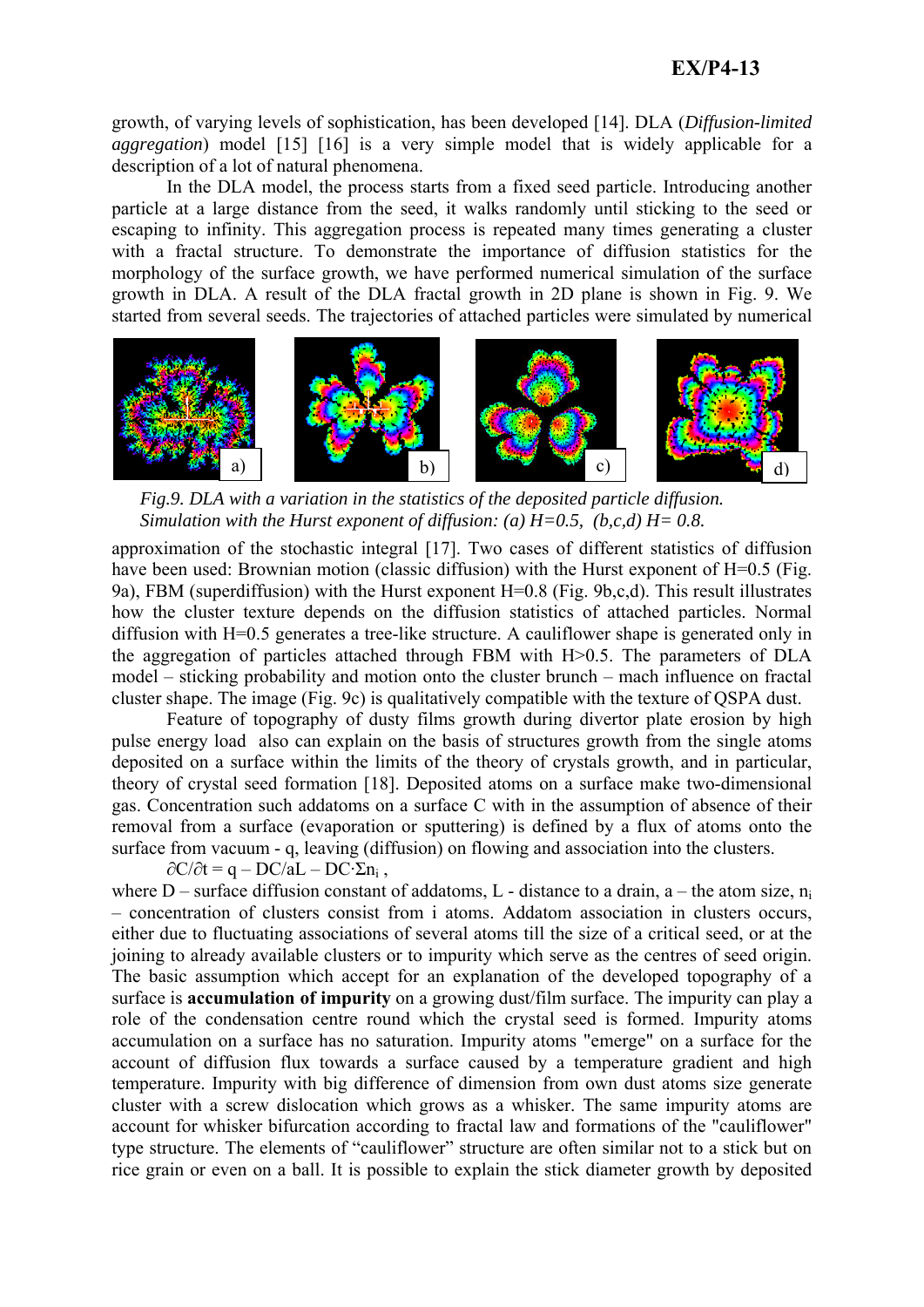growth, of varying levels of sophistication, has been developed [14]. DLA (*Diffusion-limited aggregation*) model [15] [16] is a very simple model that is widely applicable for a description of a lot of natural phenomena.

In the DLA model, the process starts from a fixed seed particle. Introducing another particle at a large distance from the seed, it walks randomly until sticking to the seed or escaping to infinity. This aggregation process is repeated many times generating a cluster with a fractal structure. To demonstrate the importance of diffusion statistics for the morphology of the surface growth, we have performed numerical simulation of the surface growth in DLA. A result of the DLA fractal growth in 2D plane is shown in Fig. 9. We started from several seeds. The trajectories of attached particles were simulated by numerical approximation of the stochastic integral [17]. Two cases of different statistics of diffusion have been used: Brownian motion (classic diffusion) with the Hurst exponent of H=0.5 (Fig. 9a), FBM (superdiffusion) with the Hurst exponent H=0.8 (Fig. 9b,c,d). This result illustrates how the cluster texture depends on the diffusion statistics of attached particles. Normal diffusion with H=0.5 generates a tree-like structure. A cauliflower shape is generated only in the aggregation of particles attached through FBM with H>0.5. The parameters of DLA model – sticking probability and motion onto the cluster brunch – mach influence on fractal cluster shape. The image (Fig. 9c) is qualitatively compatible with the texture of QSPA dust.

*Fig.9. DLA with a variation in the statistics of the deposited particle diffusion. Simulation with the Hurst exponent of diffusion: (a) H=0.5, (b,c,d) H= 0.8.*

Feature of topography of dusty films growth during divertor plate erosion by high pulse energy load also can explain on the basis of structures growth from the single atoms deposited on a surface within the limits of the theory of crystals growth, and in particular, theory of crystal seed formation [18]. Deposited atoms on a surface make two-dimensional gas. Concentration such addatoms on a surface C with in the assumption of absence of their removal from a surface (evaporation or sputtering) is defined by a flux of atoms onto the surface from vacuum - q, leaving (diffusion) on flowing and association into the clusters.

$$\partial C/\partial t = q - DC/aL - DC\cdot\Sigma n_i ,$$

where D – surface diffusion constant of addatoms, L - distance to a drain, a – the atom size, $n_i$ – concentration of clusters consist from i atoms. Addatom association in clusters occurs, either due to fluctuating associations of several atoms till the size of a critical seed, or at the joining to already available clusters or to impurity which serve as the centres of seed origin. The basic assumption which accept for an explanation of the developed topography of a surface is **accumulation of impurity** on a growing dust/film surface. The impurity can play a role of the condensation centre round which the crystal seed is formed. Impurity atoms accumulation on a surface has no saturation. Impurity atoms "emerge" on a surface for the account of diffusion flux towards a surface caused by a temperature gradient and high temperature. Impurity with big difference of dimension from own dust atoms size generate cluster with a screw dislocation which grows as a whisker. The same impurity atoms are account for whisker bifurcation according to fractal law and formations of the "cauliflower" type structure. The elements of “cauliflower” structure are often similar not to a stick but on rice grain or even on a ball. It is possible to explain the stick diameter growth by deposited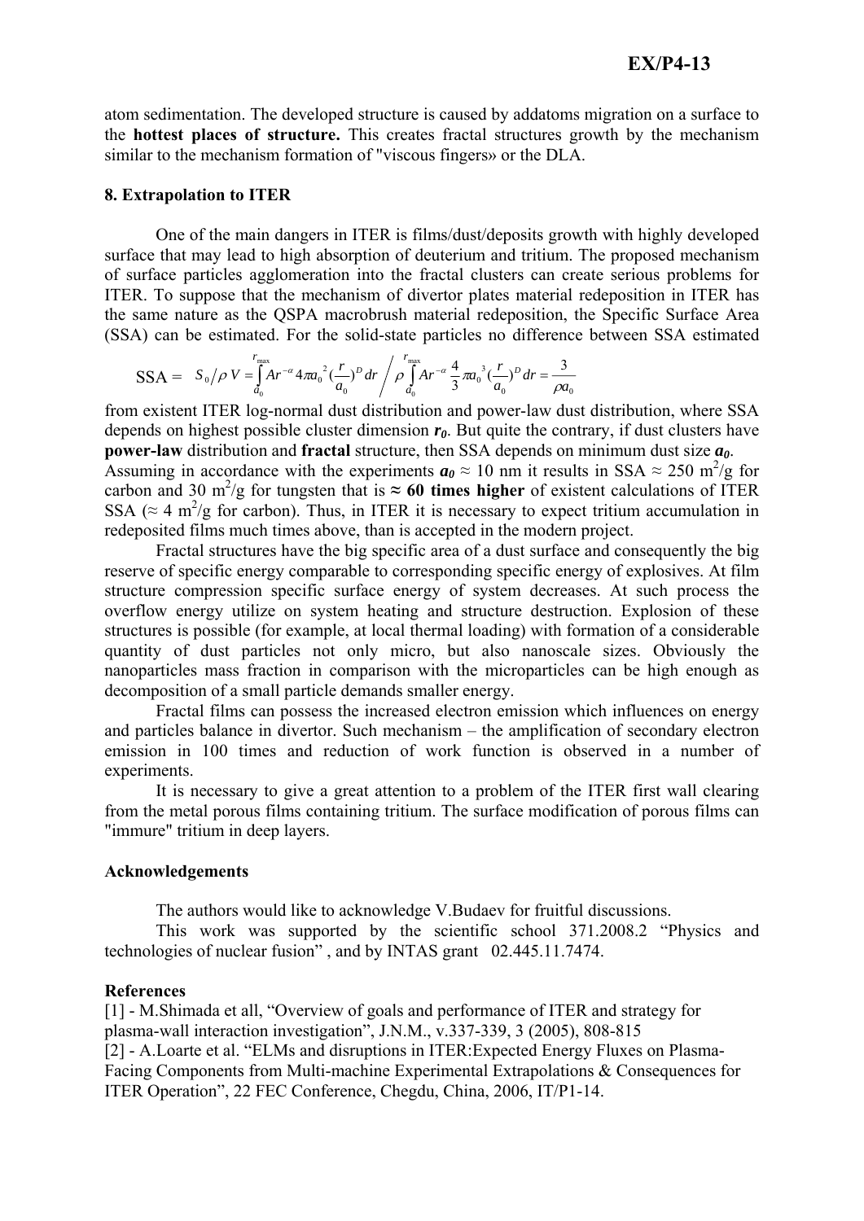atom sedimentation. The developed structure is caused by addatoms migration on a surface to the **hottest places of structure.** This creates fractal structures growth by the mechanism similar to the mechanism formation of "viscous fingers» or the DLA.

### 8. Extrapolation to ITER

One of the main dangers in ITER is films/dust/deposits growth with highly developed surface that may lead to high absorption of deuterium and tritium. The proposed mechanism of surface particles agglomeration into the fractal clusters can create serious problems for ITER. To suppose that the mechanism of divertor plates material redeposition in ITER has the same nature as the QSPA macrobrush material redeposition, the Specific Surface Area (SSA) can be estimated. For the solid-state particles no difference between SSA estimated

$$\text{SSA} = \; S_0 \big/ \rho V = \int_{a_0}^{r_{\max}} A r^{-\alpha} 4\pi a_0^{\,2} \left(\frac{r}{a_0}\right)^D dr \Bigg/ \rho \int_{a_0}^{r_{\max}} A r^{-\alpha} \frac{4}{3}\pi a_0^{\,3} \left(\frac{r}{a_0}\right)^D dr = \frac{3}{\rho a_0}$$

from existent ITER log-normal dust distribution and power-law dust distribution, where SSA depends on highest possible cluster dimension $r_0$. But quite the contrary, if dust clusters have **power-law** distribution and **fractal** structure, then SSA depends on minimum dust size $a_0$. Assuming in accordance with the experiments $a_0 \approx 10$ nm it results in SSA $\approx 250$ m$^2$/g for carbon and 30 m$^2$/g for tungsten that is **≈ 60 times higher** of existent calculations of ITER SSA ($\approx 4$ m$^2$/g for carbon). Thus, in ITER it is necessary to expect tritium accumulation in redeposited films much times above, than is accepted in the modern project.

Fractal structures have the big specific area of a dust surface and consequently the big reserve of specific energy comparable to corresponding specific energy of explosives. At film structure compression specific surface energy of system decreases. At such process the overflow energy utilize on system heating and structure destruction. Explosion of these structures is possible (for example, at local thermal loading) with formation of a considerable quantity of dust particles not only micro, but also nanoscale sizes. Obviously the nanoparticles mass fraction in comparison with the microparticles can be high enough as decomposition of a small particle demands smaller energy.

Fractal films can possess the increased electron emission which influences on energy and particles balance in divertor. Such mechanism – the amplification of secondary electron emission in 100 times and reduction of work function is observed in a number of experiments.

It is necessary to give a great attention to a problem of the ITER first wall clearing from the metal porous films containing tritium. The surface modification of porous films can "immure" tritium in deep layers.

### Acknowledgements

The authors would like to acknowledge V.Budaev for fruitful discussions.

This work was supported by the scientific school 371.2008.2 "Physics and technologies of nuclear fusion" , and by INTAS grant 02.445.11.7474.

### References

[1] - M.Shimada et all, "Overview of goals and performance of ITER and strategy for plasma-wall interaction investigation", J.N.M., v.337-339, 3 (2005), 808-815

[2] - A.Loarte et al. "ELMs and disruptions in ITER:Expected Energy Fluxes on Plasma-Facing Components from Multi-machine Experimental Extrapolations & Consequences for ITER Operation", 22 FEC Conference, Chegdu, China, 2006, IT/P1-14.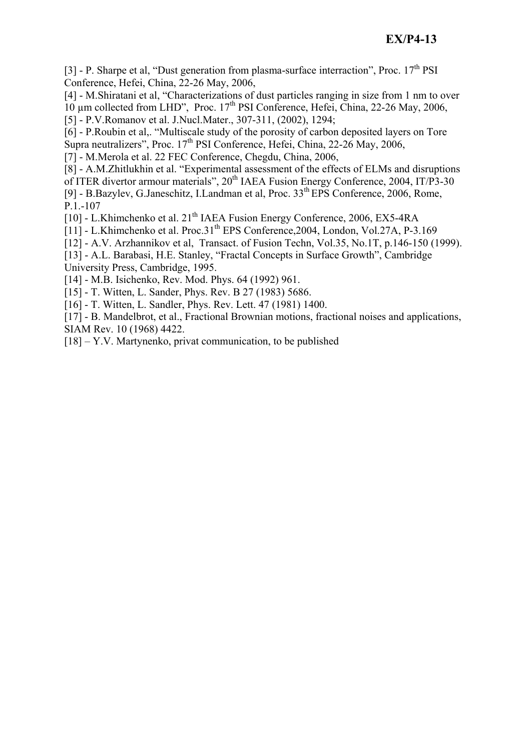[3] - P. Sharpe et al, "Dust generation from plasma-surface interraction", Proc. 17th PSI Conference, Hefei, China, 22-26 May, 2006,

[4] - M.Shiratani et al, "Characterizations of dust particles ranging in size from 1 nm to over 10 μm collected from LHD", Proc. 17th PSI Conference, Hefei, China, 22-26 May, 2006,

[5] - P.V.Romanov et al. J.Nucl.Mater., 307-311, (2002), 1294;

[6] - P.Roubin et al,. "Multiscale study of the porosity of carbon deposited layers on Tore Supra neutralizers", Proc. 17th PSI Conference, Hefei, China, 22-26 May, 2006,

[7] - M.Merola et al. 22 FEC Conference, Chegdu, China, 2006,

[8] - A.M.Zhitlukhin et al. "Experimental assessment of the effects of ELMs and disruptions of ITER divertor armour materials", 20th IAEA Fusion Energy Conference, 2004, IT/P3-30

[9] - B.Bazylev, G.Janeschitz, I.Landman et al, Proc. 33th EPS Conference, 2006, Rome, P.1.-107

[10] - L.Khimchenko et al. 21th IAEA Fusion Energy Conference, 2006, EX5-4RA

[11] - L.Khimchenko et al. Proc.31th EPS Conference,2004, London, Vol.27A, P-3.169

[12] - A.V. Arzhannikov et al, Transact. of Fusion Techn, Vol.35, No.1T, p.146-150 (1999).

[13] - A.L. Barabasi, H.E. Stanley, "Fractal Concepts in Surface Growth", Cambridge University Press, Cambridge, 1995.

[14] - M.B. Isichenko, Rev. Mod. Phys. 64 (1992) 961.

[15] - T. Witten, L. Sander, Phys. Rev. B 27 (1983) 5686.

[16] - T. Witten, L. Sandler, Phys. Rev. Lett. 47 (1981) 1400.

[17] - B. Mandelbrot, et al., Fractional Brownian motions, fractional noises and applications, SIAM Rev. 10 (1968) 4422.

[18] – Y.V. Martynenko, privat communication, to be published